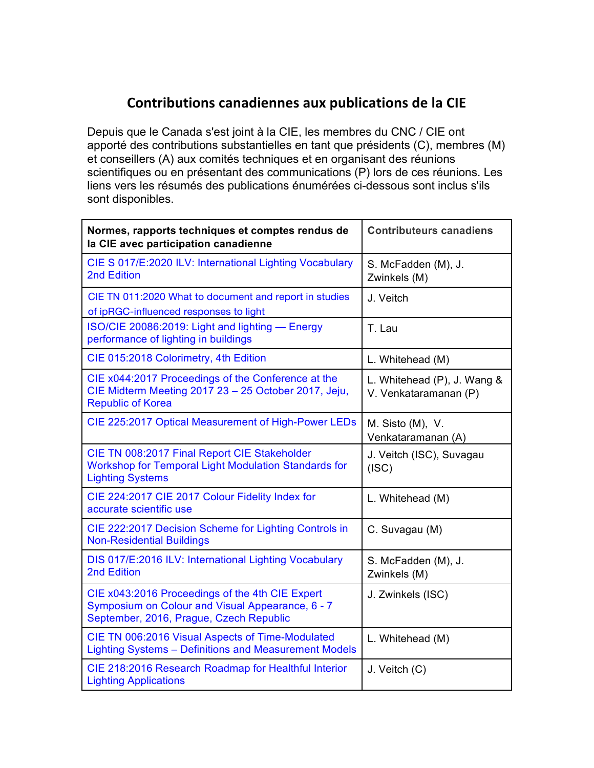# Contributions canadiennes aux publications de la CIE

Depuis que le Canada s'est joint à la CIE, les membres du CNC / CIE ont apporté des contributions substantielles en tant que présidents (C), membres (M) et conseillers (A) aux comités techniques et en organisant des réunions scientifiques ou en présentant des communications (P) lors de ces réunions. Les liens vers les résumés des publications énumérées ci-dessous sont inclus s'ils sont disponibles.

| Normes, rapports techniques et comptes rendus de la CIE avec participation canadienne | Contributeurs canadiens |
|---|---|
| CIE S 017/E:2020 ILV: International Lighting Vocabulary 2nd Edition | S. McFadden (M), J. Zwinkels (M) |
| CIE TN 011:2020 What to document and report in studies of ipRGC-influenced responses to light | J. Veitch |
| ISO/CIE 20086:2019: Light and lighting — Energy performance of lighting in buildings | T. Lau |
| CIE 015:2018 Colorimetry, 4th Edition | L. Whitehead (M) |
| CIE x044:2017 Proceedings of the Conference at the CIE Midterm Meeting 2017 23 – 25 October 2017, Jeju, Republic of Korea | L. Whitehead (P), J. Wang & V. Venkataramanan (P) |
| CIE 225:2017 Optical Measurement of High-Power LEDs | M. Sisto (M), V. Venkataramanan (A) |
| CIE TN 008:2017 Final Report CIE Stakeholder Workshop for Temporal Light Modulation Standards for Lighting Systems | J. Veitch (ISC), Suvagau (ISC) |
| CIE 224:2017 CIE 2017 Colour Fidelity Index for accurate scientific use | L. Whitehead (M) |
| CIE 222:2017 Decision Scheme for Lighting Controls in Non-Residential Buildings | C. Suvagau (M) |
| DIS 017/E:2016 ILV: International Lighting Vocabulary 2nd Edition | S. McFadden (M), J. Zwinkels (M) |
| CIE x043:2016 Proceedings of the 4th CIE Expert Symposium on Colour and Visual Appearance, 6 - 7 September, 2016, Prague, Czech Republic | J. Zwinkels (ISC) |
| CIE TN 006:2016 Visual Aspects of Time-Modulated Lighting Systems – Definitions and Measurement Models | L. Whitehead (M) |
| CIE 218:2016 Research Roadmap for Healthful Interior Lighting Applications | J. Veitch (C) |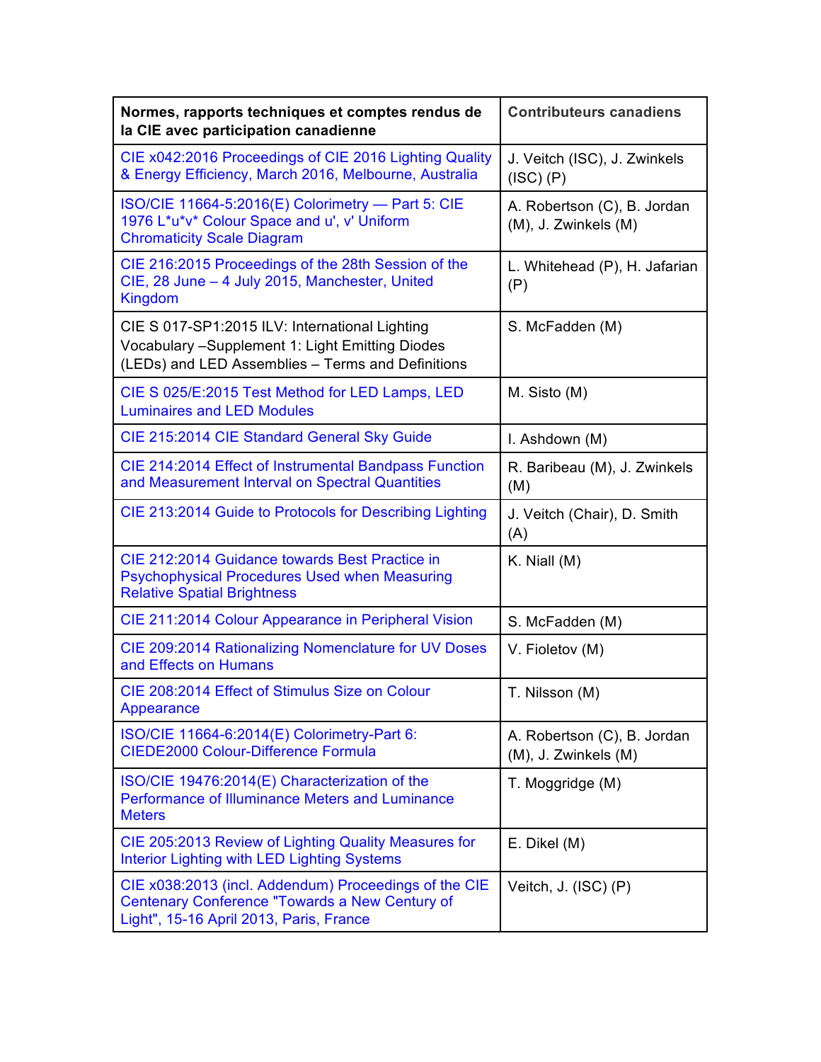| Normes, rapports techniques et comptes rendus de la CIE avec participation canadienne | Contributeurs canadiens |
|---|---|
| CIE x042:2016 Proceedings of CIE 2016 Lighting Quality & Energy Efficiency, March 2016, Melbourne, Australia | J. Veitch (ISC), J. Zwinkels (ISC) (P) |
| ISO/CIE 11664-5:2016(E) Colorimetry — Part 5: CIE 1976 L*u*v* Colour Space and u', v' Uniform Chromaticity Scale Diagram | A. Robertson (C), B. Jordan (M), J. Zwinkels (M) |
| CIE 216:2015 Proceedings of the 28th Session of the CIE, 28 June – 4 July 2015, Manchester, United Kingdom | L. Whitehead (P), H. Jafarian (P) |
| CIE S 017-SP1:2015 ILV: International Lighting Vocabulary –Supplement 1: Light Emitting Diodes (LEDs) and LED Assemblies – Terms and Definitions | S. McFadden (M) |
| CIE S 025/E:2015 Test Method for LED Lamps, LED Luminaires and LED Modules | M. Sisto (M) |
| CIE 215:2014 CIE Standard General Sky Guide | I. Ashdown (M) |
| CIE 214:2014 Effect of Instrumental Bandpass Function and Measurement Interval on Spectral Quantities | R. Baribeau (M), J. Zwinkels (M) |
| CIE 213:2014 Guide to Protocols for Describing Lighting | J. Veitch (Chair), D. Smith (A) |
| CIE 212:2014 Guidance towards Best Practice in Psychophysical Procedures Used when Measuring Relative Spatial Brightness | K. Niall (M) |
| CIE 211:2014 Colour Appearance in Peripheral Vision | S. McFadden (M) |
| CIE 209:2014 Rationalizing Nomenclature for UV Doses and Effects on Humans | V. Fioletov (M) |
| CIE 208:2014 Effect of Stimulus Size on Colour Appearance | T. Nilsson (M) |
| ISO/CIE 11664-6:2014(E) Colorimetry-Part 6: CIEDE2000 Colour-Difference Formula | A. Robertson (C), B. Jordan (M), J. Zwinkels (M) |
| ISO/CIE 19476:2014(E) Characterization of the Performance of Illuminance Meters and Luminance Meters | T. Moggridge (M) |
| CIE 205:2013 Review of Lighting Quality Measures for Interior Lighting with LED Lighting Systems | E. Dikel (M) |
| CIE x038:2013 (incl. Addendum) Proceedings of the CIE Centenary Conference "Towards a New Century of Light", 15-16 April 2013, Paris, France | Veitch, J. (ISC) (P) |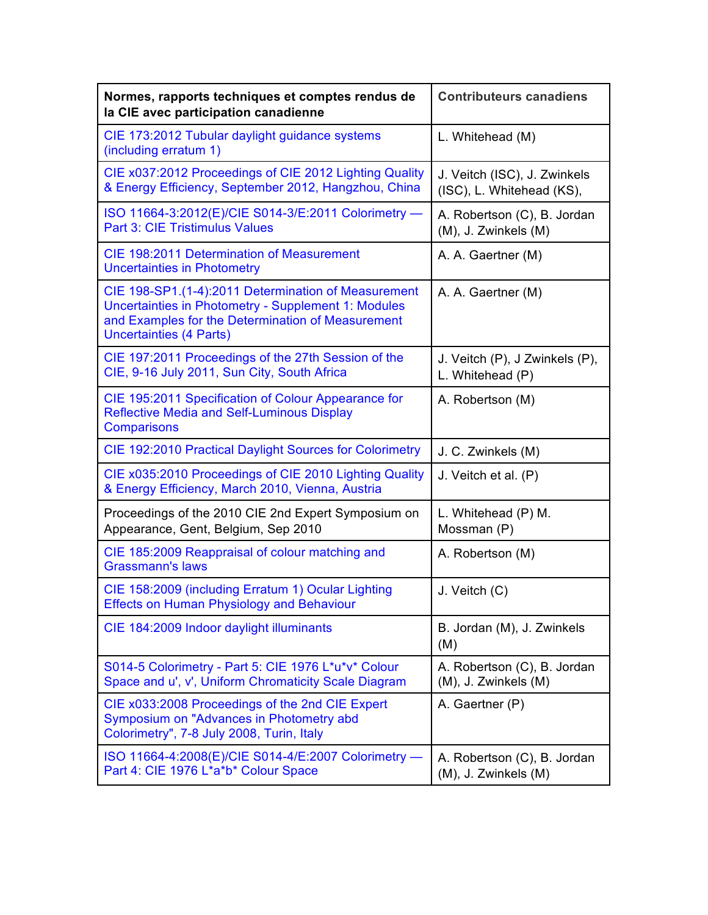| Normes, rapports techniques et comptes rendus de la CIE avec participation canadienne | Contributeurs canadiens |
|---|---|
| CIE 173:2012 Tubular daylight guidance systems (including erratum 1) | L. Whitehead (M) |
| CIE x037:2012 Proceedings of CIE 2012 Lighting Quality & Energy Efficiency, September 2012, Hangzhou, China | J. Veitch (ISC), J. Zwinkels (ISC), L. Whitehead (KS), |
| ISO 11664-3:2012(E)/CIE S014-3/E:2011 Colorimetry — Part 3: CIE Tristimulus Values | A. Robertson (C), B. Jordan (M), J. Zwinkels (M) |
| CIE 198:2011 Determination of Measurement Uncertainties in Photometry | A. A. Gaertner (M) |
| CIE 198-SP1.(1-4):2011 Determination of Measurement Uncertainties in Photometry - Supplement 1: Modules and Examples for the Determination of Measurement Uncertainties (4 Parts) | A. A. Gaertner (M) |
| CIE 197:2011 Proceedings of the 27th Session of the CIE, 9-16 July 2011, Sun City, South Africa | J. Veitch (P), J Zwinkels (P), L. Whitehead (P) |
| CIE 195:2011 Specification of Colour Appearance for Reflective Media and Self-Luminous Display Comparisons | A. Robertson (M) |
| CIE 192:2010 Practical Daylight Sources for Colorimetry | J. C. Zwinkels (M) |
| CIE x035:2010 Proceedings of CIE 2010 Lighting Quality & Energy Efficiency, March 2010, Vienna, Austria | J. Veitch et al. (P) |
| Proceedings of the 2010 CIE 2nd Expert Symposium on Appearance, Gent, Belgium, Sep 2010 | L. Whitehead (P) M. Mossman (P) |
| CIE 185:2009 Reappraisal of colour matching and Grassmann's laws | A. Robertson (M) |
| CIE 158:2009 (including Erratum 1) Ocular Lighting Effects on Human Physiology and Behaviour | J. Veitch (C) |
| CIE 184:2009 Indoor daylight illuminants | B. Jordan (M), J. Zwinkels (M) |
| S014-5 Colorimetry - Part 5: CIE 1976 L*u*v* Colour Space and u', v', Uniform Chromaticity Scale Diagram | A. Robertson (C), B. Jordan (M), J. Zwinkels (M) |
| CIE x033:2008 Proceedings of the 2nd CIE Expert Symposium on "Advances in Photometry abd Colorimetry", 7-8 July 2008, Turin, Italy | A. Gaertner (P) |
| ISO 11664-4:2008(E)/CIE S014-4/E:2007 Colorimetry — Part 4: CIE 1976 L*a*b* Colour Space | A. Robertson (C), B. Jordan (M), J. Zwinkels (M) |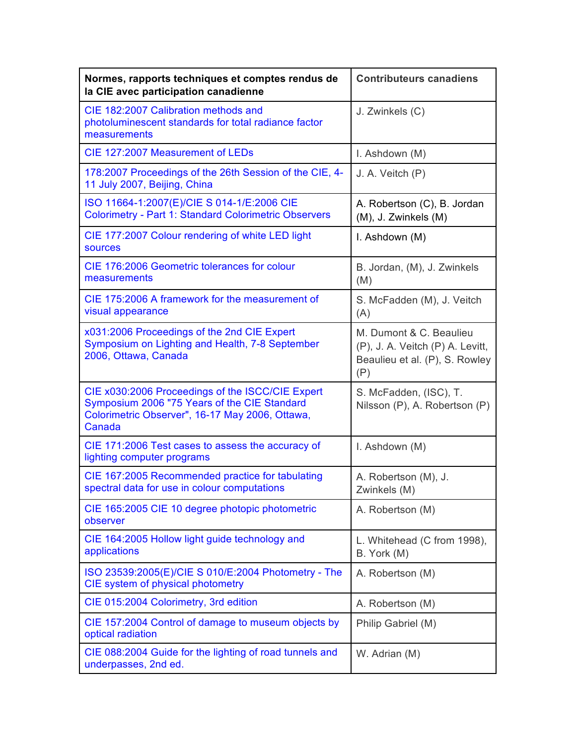| Normes, rapports techniques et comptes rendus de la CIE avec participation canadienne | Contributeurs canadiens |
|---|---|
| CIE 182:2007 Calibration methods and photoluminescent standards for total radiance factor measurements | J. Zwinkels (C) |
| CIE 127:2007 Measurement of LEDs | I. Ashdown (M) |
| 178:2007 Proceedings of the 26th Session of the CIE, 4-11 July 2007, Beijing, China | J. A. Veitch (P) |
| ISO 11664-1:2007(E)/CIE S 014-1/E:2006 CIE Colorimetry - Part 1: Standard Colorimetric Observers | A. Robertson (C), B. Jordan (M), J. Zwinkels (M) |
| CIE 177:2007 Colour rendering of white LED light sources | I. Ashdown (M) |
| CIE 176:2006 Geometric tolerances for colour measurements | B. Jordan, (M), J. Zwinkels (M) |
| CIE 175:2006 A framework for the measurement of visual appearance | S. McFadden (M), J. Veitch (A) |
| x031:2006 Proceedings of the 2nd CIE Expert Symposium on Lighting and Health, 7-8 September 2006, Ottawa, Canada | M. Dumont & C. Beaulieu (P), J. A. Veitch (P) A. Levitt, Beaulieu et al. (P), S. Rowley (P) |
| CIE x030:2006 Proceedings of the ISCC/CIE Expert Symposium 2006 "75 Years of the CIE Standard Colorimetric Observer", 16-17 May 2006, Ottawa, Canada | S. McFadden, (ISC), T. Nilsson (P), A. Robertson (P) |
| CIE 171:2006 Test cases to assess the accuracy of lighting computer programs | I. Ashdown (M) |
| CIE 167:2005 Recommended practice for tabulating spectral data for use in colour computations | A. Robertson (M), J. Zwinkels (M) |
| CIE 165:2005 CIE 10 degree photopic photometric observer | A. Robertson (M) |
| CIE 164:2005 Hollow light guide technology and applications | L. Whitehead (C from 1998), B. York (M) |
| ISO 23539:2005(E)/CIE S 010/E:2004 Photometry - The CIE system of physical photometry | A. Robertson (M) |
| CIE 015:2004 Colorimetry, 3rd edition | A. Robertson (M) |
| CIE 157:2004 Control of damage to museum objects by optical radiation | Philip Gabriel (M) |
| CIE 088:2004 Guide for the lighting of road tunnels and underpasses, 2nd ed. | W. Adrian (M) |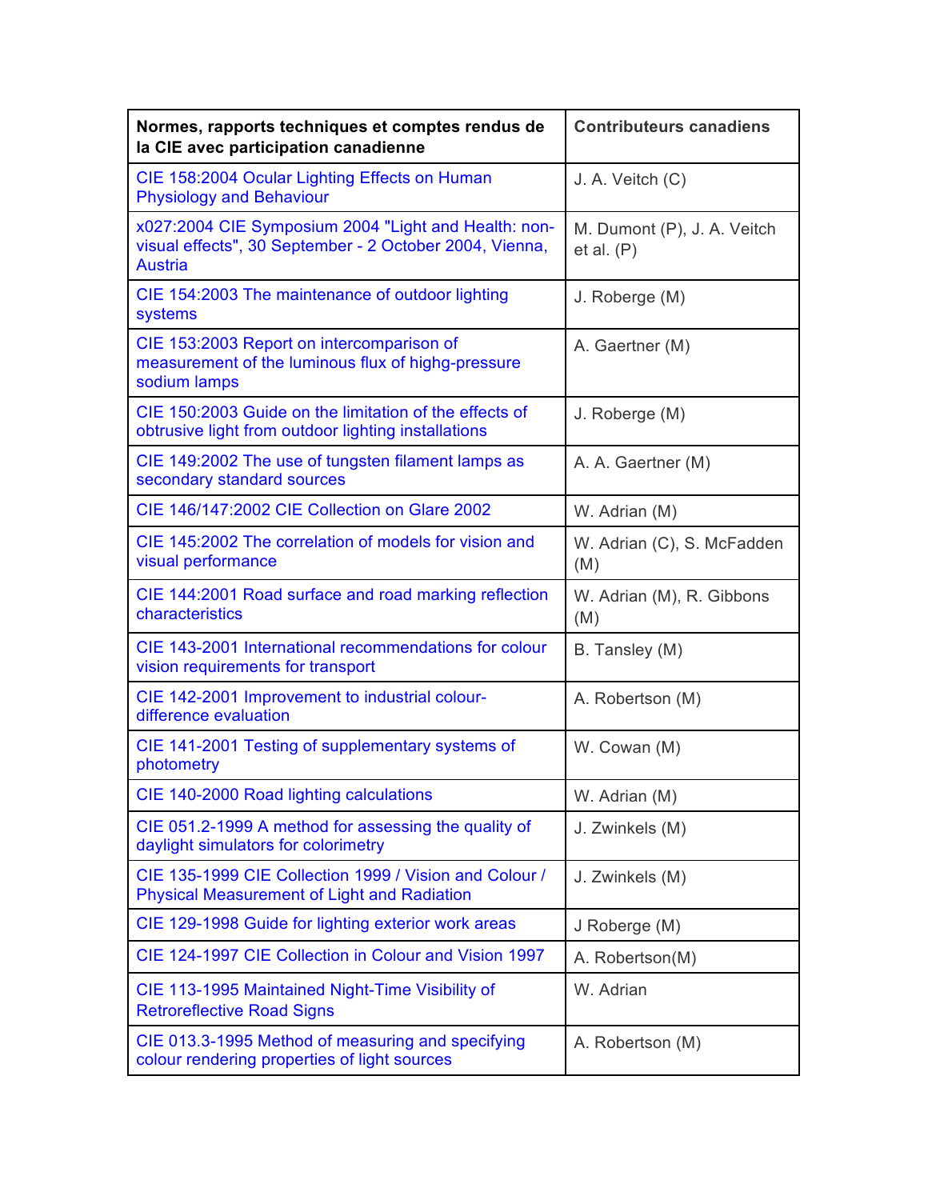| Normes, rapports techniques et comptes rendus de la CIE avec participation canadienne | Contributeurs canadiens |
|---|---|
| CIE 158:2004 Ocular Lighting Effects on Human Physiology and Behaviour | J. A. Veitch (C) |
| x027:2004 CIE Symposium 2004 "Light and Health: non-visual effects", 30 September - 2 October 2004, Vienna, Austria | M. Dumont (P), J. A. Veitch et al. (P) |
| CIE 154:2003 The maintenance of outdoor lighting systems | J. Roberge (M) |
| CIE 153:2003 Report on intercomparison of measurement of the luminous flux of highg-pressure sodium lamps | A. Gaertner (M) |
| CIE 150:2003 Guide on the limitation of the effects of obtrusive light from outdoor lighting installations | J. Roberge (M) |
| CIE 149:2002 The use of tungsten filament lamps as secondary standard sources | A. A. Gaertner (M) |
| CIE 146/147:2002 CIE Collection on Glare 2002 | W. Adrian (M) |
| CIE 145:2002 The correlation of models for vision and visual performance | W. Adrian (C), S. McFadden (M) |
| CIE 144:2001 Road surface and road marking reflection characteristics | W. Adrian (M), R. Gibbons (M) |
| CIE 143-2001 International recommendations for colour vision requirements for transport | B. Tansley (M) |
| CIE 142-2001 Improvement to industrial colour-difference evaluation | A. Robertson (M) |
| CIE 141-2001 Testing of supplementary systems of photometry | W. Cowan (M) |
| CIE 140-2000 Road lighting calculations | W. Adrian (M) |
| CIE 051.2-1999 A method for assessing the quality of daylight simulators for colorimetry | J. Zwinkels (M) |
| CIE 135-1999 CIE Collection 1999 / Vision and Colour / Physical Measurement of Light and Radiation | J. Zwinkels (M) |
| CIE 129-1998 Guide for lighting exterior work areas | J Roberge (M) |
| CIE 124-1997 CIE Collection in Colour and Vision 1997 | A. Robertson(M) |
| CIE 113-1995 Maintained Night-Time Visibility of Retroreflective Road Signs | W. Adrian |
| CIE 013.3-1995 Method of measuring and specifying colour rendering properties of light sources | A. Robertson (M) |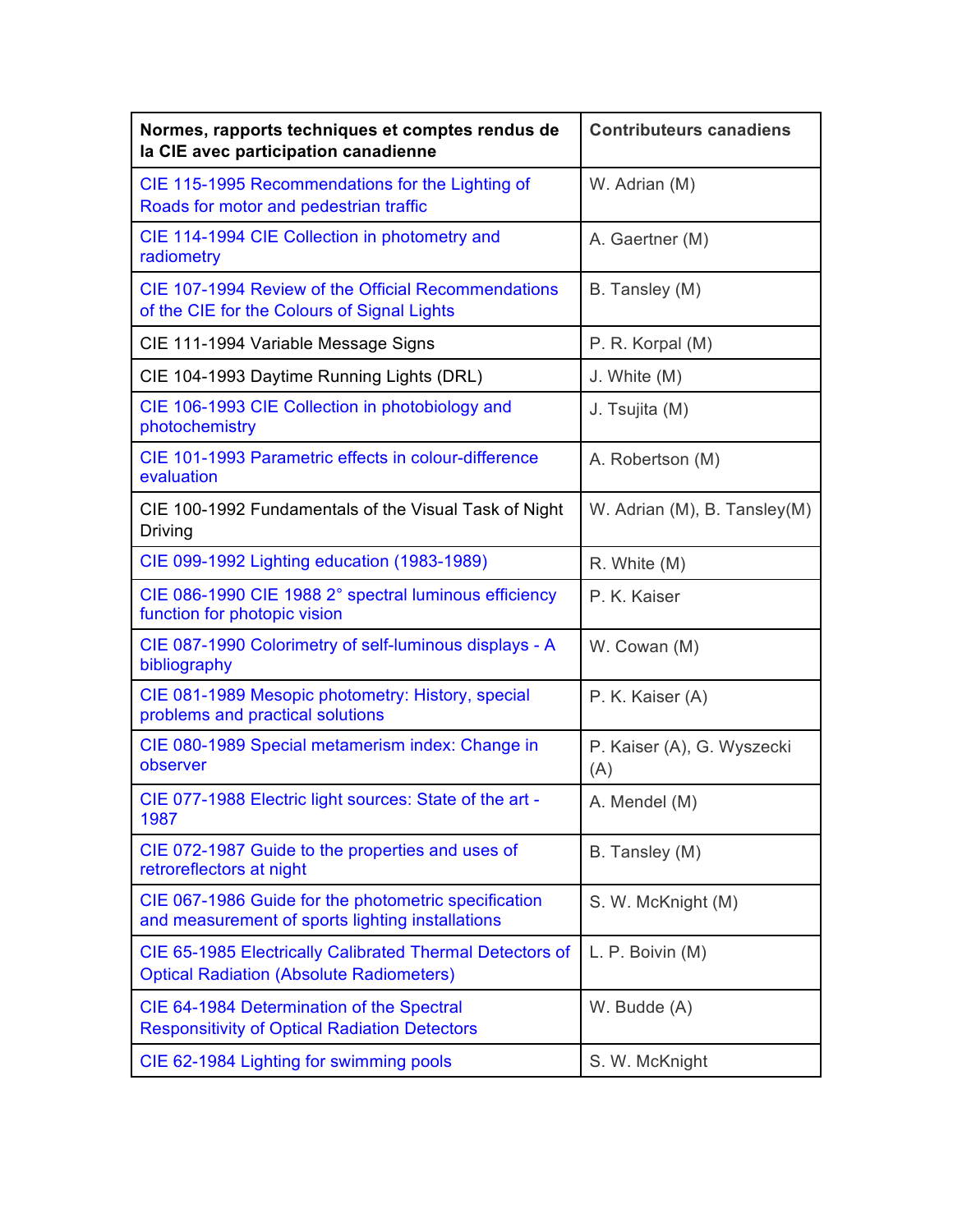| Normes, rapports techniques et comptes rendus de la CIE avec participation canadienne | Contributeurs canadiens |
|---|---|
| CIE 115-1995 Recommendations for the Lighting of Roads for motor and pedestrian traffic | W. Adrian (M) |
| CIE 114-1994 CIE Collection in photometry and radiometry | A. Gaertner (M) |
| CIE 107-1994 Review of the Official Recommendations of the CIE for the Colours of Signal Lights | B. Tansley (M) |
| CIE 111-1994 Variable Message Signs | P. R. Korpal (M) |
| CIE 104-1993 Daytime Running Lights (DRL) | J. White (M) |
| CIE 106-1993 CIE Collection in photobiology and photochemistry | J. Tsujita (M) |
| CIE 101-1993 Parametric effects in colour-difference evaluation | A. Robertson (M) |
| CIE 100-1992 Fundamentals of the Visual Task of Night Driving | W. Adrian (M), B. Tansley(M) |
| CIE 099-1992 Lighting education (1983-1989) | R. White (M) |
| CIE 086-1990 CIE 1988 2° spectral luminous efficiency function for photopic vision | P. K. Kaiser |
| CIE 087-1990 Colorimetry of self-luminous displays - A bibliography | W. Cowan (M) |
| CIE 081-1989 Mesopic photometry: History, special problems and practical solutions | P. K. Kaiser (A) |
| CIE 080-1989 Special metamerism index: Change in observer | P. Kaiser (A), G. Wyszecki (A) |
| CIE 077-1988 Electric light sources: State of the art - 1987 | A. Mendel (M) |
| CIE 072-1987 Guide to the properties and uses of retroreflectors at night | B. Tansley (M) |
| CIE 067-1986 Guide for the photometric specification and measurement of sports lighting installations | S. W. McKnight (M) |
| CIE 65-1985 Electrically Calibrated Thermal Detectors of Optical Radiation (Absolute Radiometers) | L. P. Boivin (M) |
| CIE 64-1984 Determination of the Spectral Responsitivity of Optical Radiation Detectors | W. Budde (A) |
| CIE 62-1984 Lighting for swimming pools | S. W. McKnight |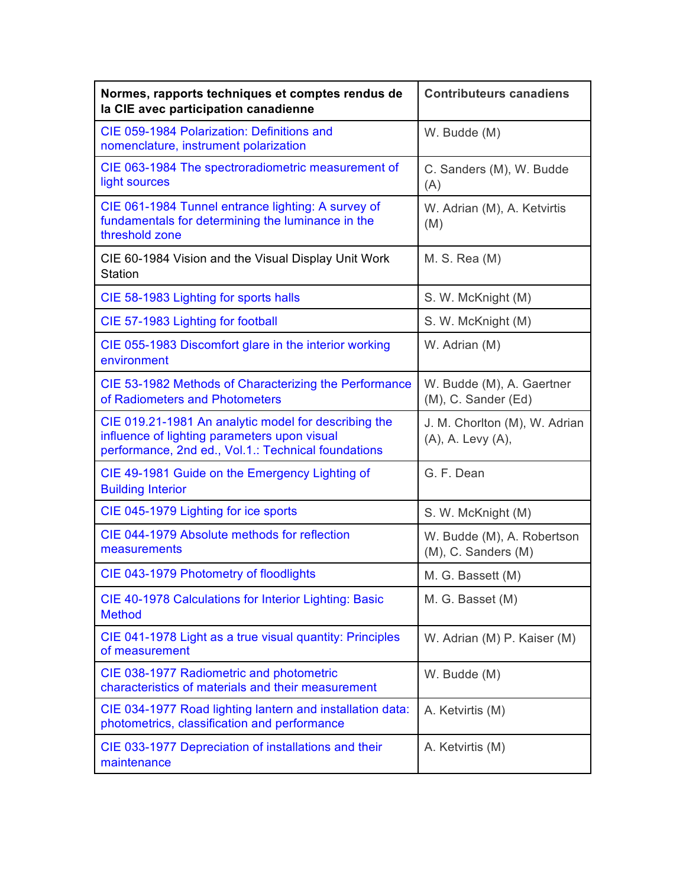| Normes, rapports techniques et comptes rendus de la CIE avec participation canadienne | Contributeurs canadiens |
|---|---|
| CIE 059-1984 Polarization: Definitions and nomenclature, instrument polarization | W. Budde (M) |
| CIE 063-1984 The spectroradiometric measurement of light sources | C. Sanders (M), W. Budde (A) |
| CIE 061-1984 Tunnel entrance lighting: A survey of fundamentals for determining the luminance in the threshold zone | W. Adrian (M), A. Ketvirtis (M) |
| CIE 60-1984 Vision and the Visual Display Unit Work Station | M. S. Rea (M) |
| CIE 58-1983 Lighting for sports halls | S. W. McKnight (M) |
| CIE 57-1983 Lighting for football | S. W. McKnight (M) |
| CIE 055-1983 Discomfort glare in the interior working environment | W. Adrian (M) |
| CIE 53-1982 Methods of Characterizing the Performance of Radiometers and Photometers | W. Budde (M), A. Gaertner (M), C. Sander (Ed) |
| CIE 019.21-1981 An analytic model for describing the influence of lighting parameters upon visual performance, 2nd ed., Vol.1.: Technical foundations | J. M. Chorlton (M), W. Adrian (A), A. Levy (A), |
| CIE 49-1981 Guide on the Emergency Lighting of Building Interior | G. F. Dean |
| CIE 045-1979 Lighting for ice sports | S. W. McKnight (M) |
| CIE 044-1979 Absolute methods for reflection measurements | W. Budde (M), A. Robertson (M), C. Sanders (M) |
| CIE 043-1979 Photometry of floodlights | M. G. Bassett (M) |
| CIE 40-1978 Calculations for Interior Lighting: Basic Method | M. G. Basset (M) |
| CIE 041-1978 Light as a true visual quantity: Principles of measurement | W. Adrian (M) P. Kaiser (M) |
| CIE 038-1977 Radiometric and photometric characteristics of materials and their measurement | W. Budde (M) |
| CIE 034-1977 Road lighting lantern and installation data: photometrics, classification and performance | A. Ketvirtis (M) |
| CIE 033-1977 Depreciation of installations and their maintenance | A. Ketvirtis (M) |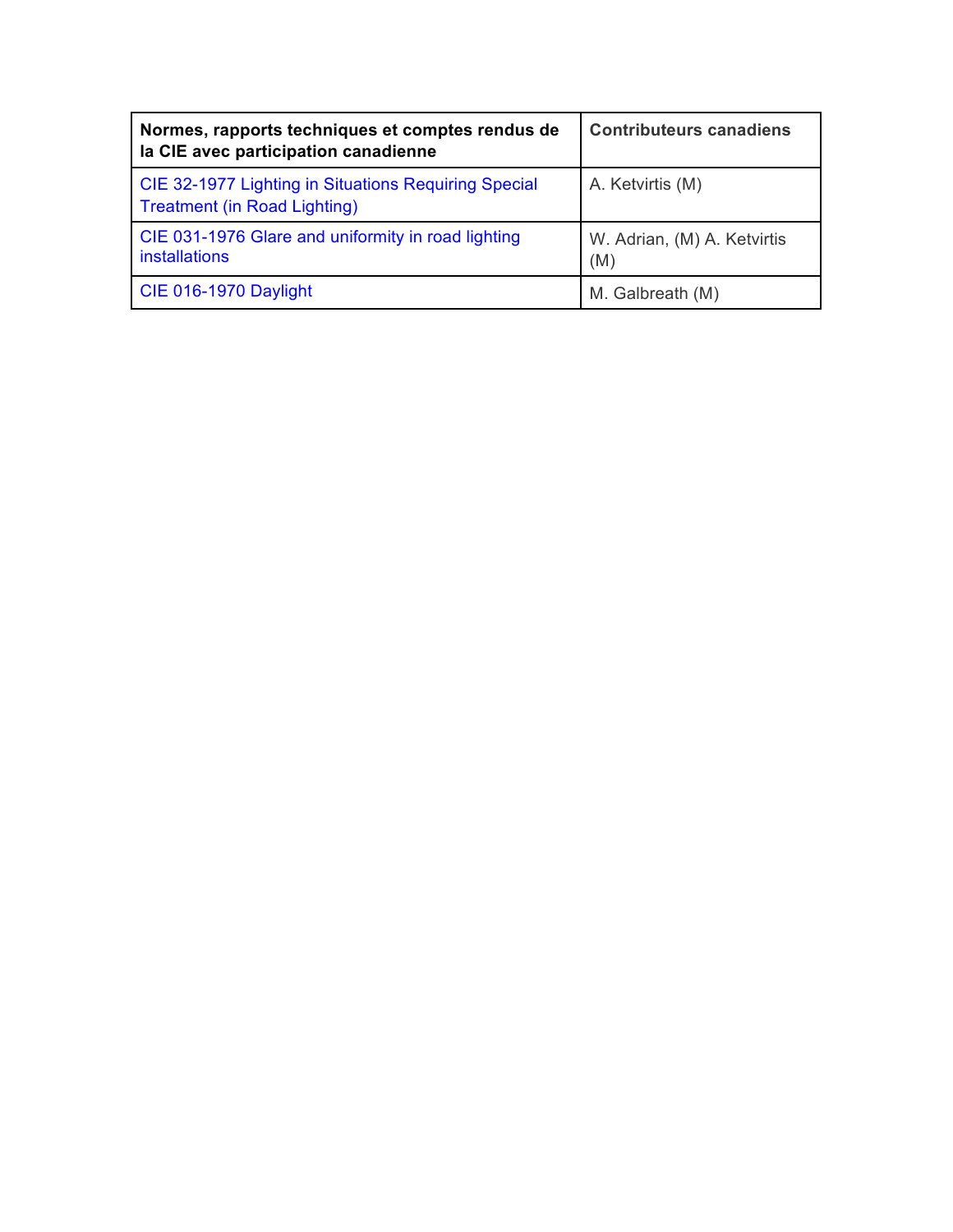| Normes, rapports techniques et comptes rendus de la CIE avec participation canadienne | Contributeurs canadiens |
| --- | --- |
| CIE 32-1977 Lighting in Situations Requiring Special Treatment (in Road Lighting) | A. Ketvirtis (M) |
| CIE 031-1976 Glare and uniformity in road lighting installations | W. Adrian, (M) A. Ketvirtis (M) |
| CIE 016-1970 Daylight | M. Galbreath (M) |